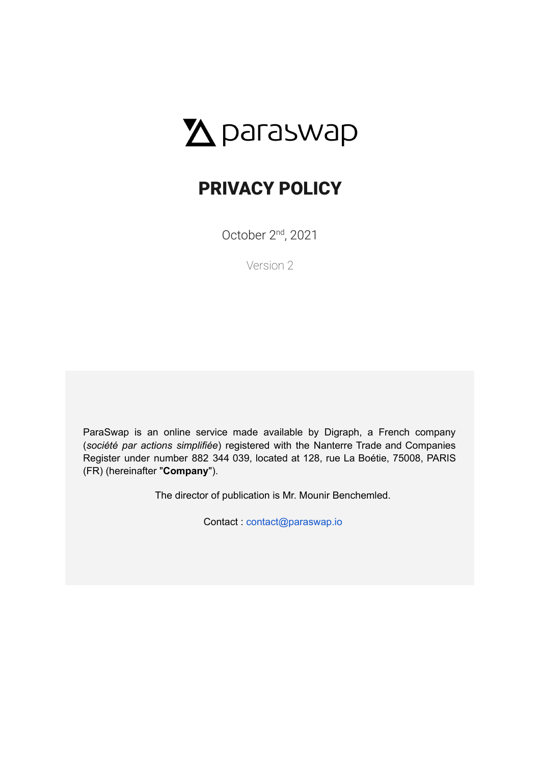paraswap

# PRIVACY POLICY

October 2nd, 2021

Version 2

ParaSwap is an online service made available by Digraph, a French company (*société par actions simplifiée*) registered with the Nanterre Trade and Companies Register under number 882 344 039, located at 128, rue La Boétie, 75008, PARIS (FR) (hereinafter "**Company**").

The director of publication is Mr. Mounir Benchemled.

Contact : contact@paraswap.io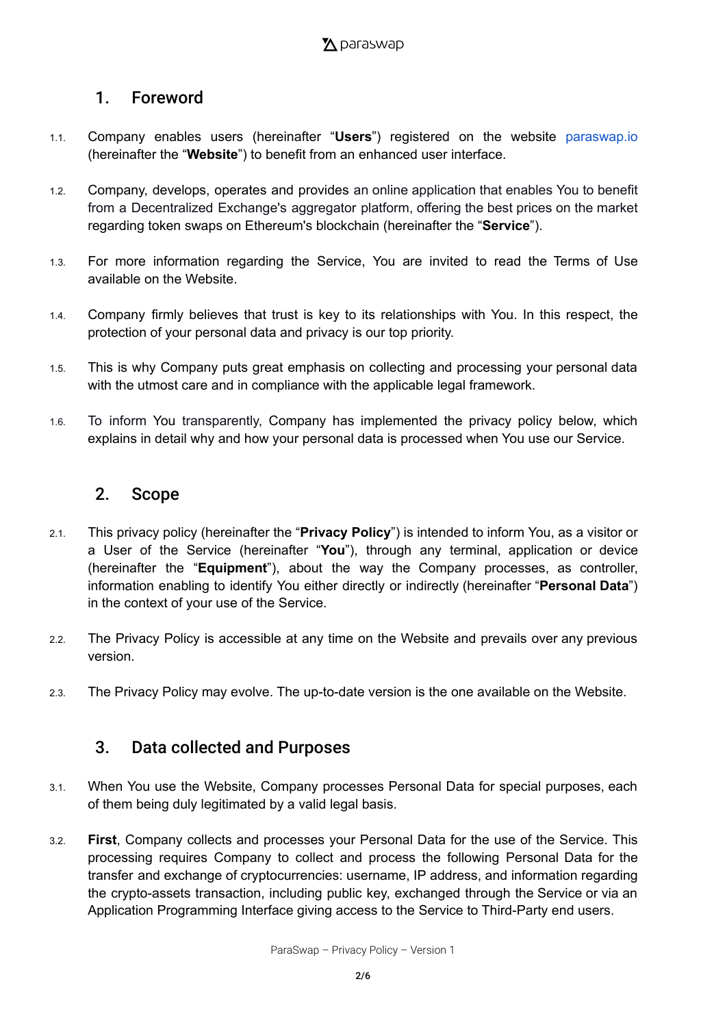## 1. Foreword

1.1. Company enables users (hereinafter "**Users**") registered on the website paraswap.io (hereinafter the "**Website**") to benefit from an enhanced user interface.

1.2. Company, develops, operates and provides an online application that enables You to benefit from a Decentralized Exchange's aggregator platform, offering the best prices on the market regarding token swaps on Ethereum's blockchain (hereinafter the "**Service**").

1.3. For more information regarding the Service, You are invited to read the Terms of Use available on the Website.

1.4. Company firmly believes that trust is key to its relationships with You. In this respect, the protection of your personal data and privacy is our top priority.

1.5. This is why Company puts great emphasis on collecting and processing your personal data with the utmost care and in compliance with the applicable legal framework.

1.6. To inform You transparently, Company has implemented the privacy policy below, which explains in detail why and how your personal data is processed when You use our Service.

## 2. Scope

2.1. This privacy policy (hereinafter the "**Privacy Policy**") is intended to inform You, as a visitor or a User of the Service (hereinafter "**You**"), through any terminal, application or device (hereinafter the "**Equipment**"), about the way the Company processes, as controller, information enabling to identify You either directly or indirectly (hereinafter "**Personal Data**") in the context of your use of the Service.

2.2. The Privacy Policy is accessible at any time on the Website and prevails over any previous version.

2.3. The Privacy Policy may evolve. The up-to-date version is the one available on the Website.

## 3. Data collected and Purposes

3.1. When You use the Website, Company processes Personal Data for special purposes, each of them being duly legitimated by a valid legal basis.

3.2. **First**, Company collects and processes your Personal Data for the use of the Service. This processing requires Company to collect and process the following Personal Data for the transfer and exchange of cryptocurrencies: username, IP address, and information regarding the crypto-assets transaction, including public key, exchanged through the Service or via an Application Programming Interface giving access to the Service to Third-Party end users.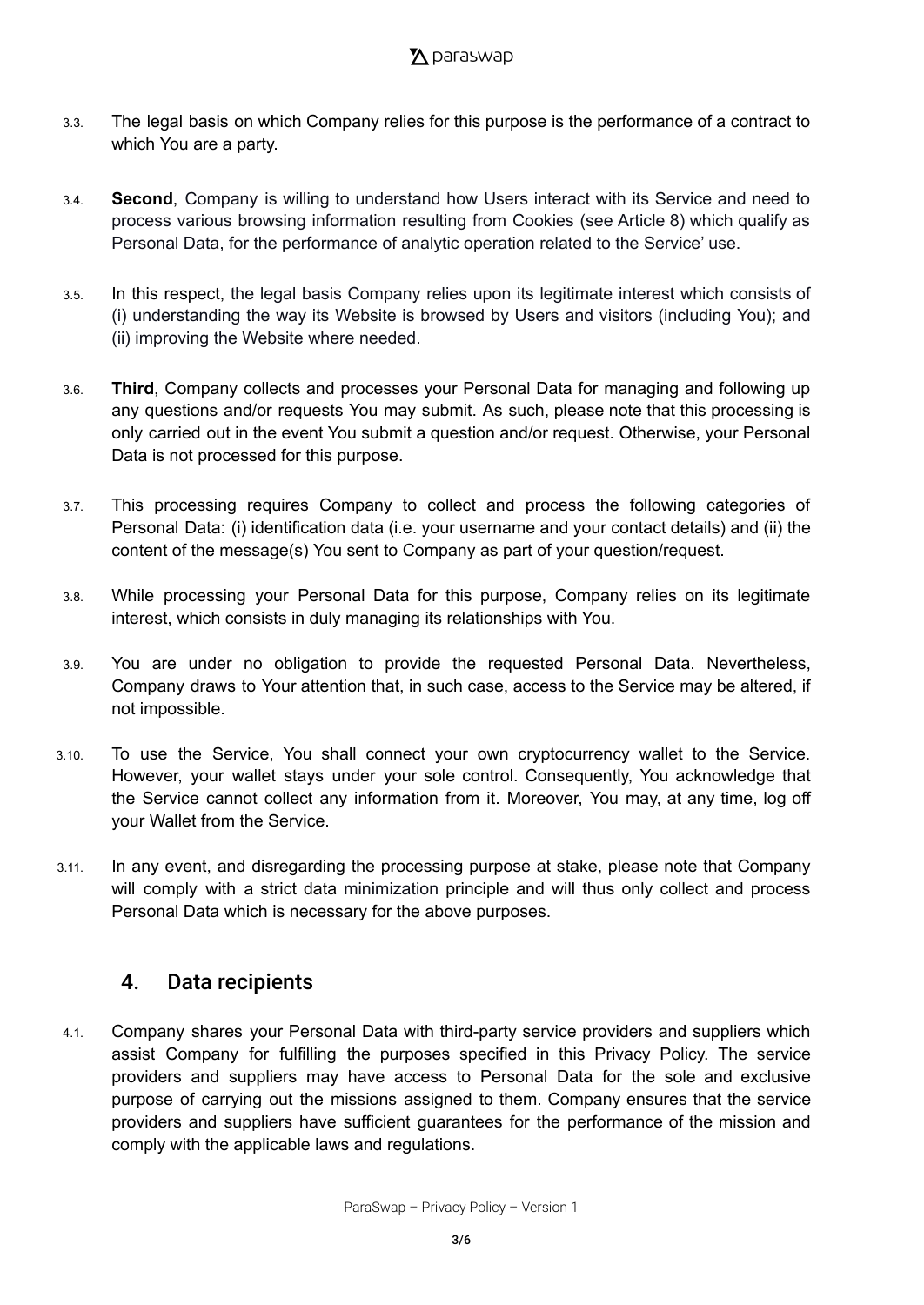3.3. The legal basis on which Company relies for this purpose is the performance of a contract to which You are a party.

3.4. **Second**, Company is willing to understand how Users interact with its Service and need to process various browsing information resulting from Cookies (see Article 8) which qualify as Personal Data, for the performance of analytic operation related to the Service' use.

3.5. In this respect, the legal basis Company relies upon its legitimate interest which consists of (i) understanding the way its Website is browsed by Users and visitors (including You); and (ii) improving the Website where needed.

3.6. **Third**, Company collects and processes your Personal Data for managing and following up any questions and/or requests You may submit. As such, please note that this processing is only carried out in the event You submit a question and/or request. Otherwise, your Personal Data is not processed for this purpose.

3.7. This processing requires Company to collect and process the following categories of Personal Data: (i) identification data (i.e. your username and your contact details) and (ii) the content of the message(s) You sent to Company as part of your question/request.

3.8. While processing your Personal Data for this purpose, Company relies on its legitimate interest, which consists in duly managing its relationships with You.

3.9. You are under no obligation to provide the requested Personal Data. Nevertheless, Company draws to Your attention that, in such case, access to the Service may be altered, if not impossible.

3.10. To use the Service, You shall connect your own cryptocurrency wallet to the Service. However, your wallet stays under your sole control. Consequently, You acknowledge that the Service cannot collect any information from it. Moreover, You may, at any time, log off your Wallet from the Service.

3.11. In any event, and disregarding the processing purpose at stake, please note that Company will comply with a strict data minimization principle and will thus only collect and process Personal Data which is necessary for the above purposes.

## 4. Data recipients

4.1. Company shares your Personal Data with third-party service providers and suppliers which assist Company for fulfilling the purposes specified in this Privacy Policy. The service providers and suppliers may have access to Personal Data for the sole and exclusive purpose of carrying out the missions assigned to them. Company ensures that the service providers and suppliers have sufficient guarantees for the performance of the mission and comply with the applicable laws and regulations.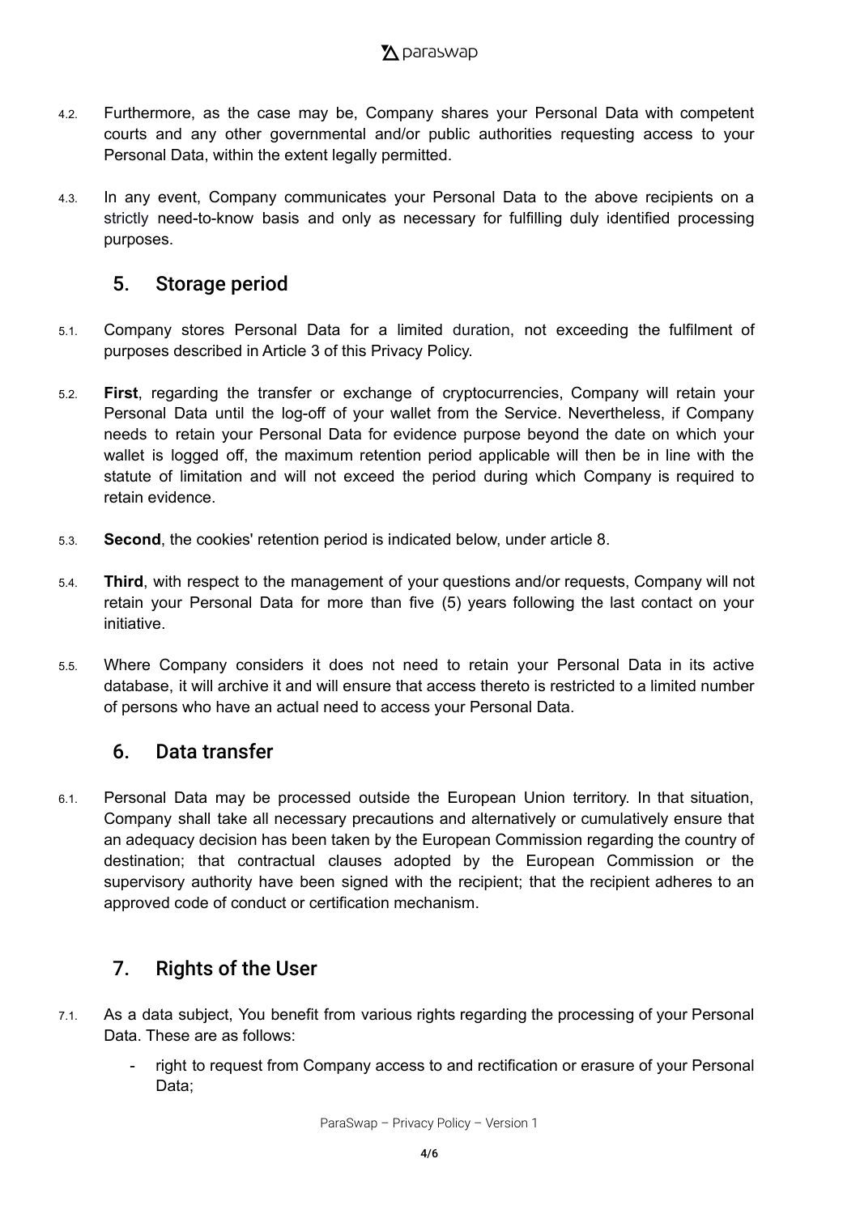4.2. Furthermore, as the case may be, Company shares your Personal Data with competent courts and any other governmental and/or public authorities requesting access to your Personal Data, within the extent legally permitted.

4.3. In any event, Company communicates your Personal Data to the above recipients on a strictly need-to-know basis and only as necessary for fulfilling duly identified processing purposes.

## 5. Storage period

5.1. Company stores Personal Data for a limited duration, not exceeding the fulfilment of purposes described in Article 3 of this Privacy Policy.

5.2. **First**, regarding the transfer or exchange of cryptocurrencies, Company will retain your Personal Data until the log-off of your wallet from the Service. Nevertheless, if Company needs to retain your Personal Data for evidence purpose beyond the date on which your wallet is logged off, the maximum retention period applicable will then be in line with the statute of limitation and will not exceed the period during which Company is required to retain evidence.

5.3. **Second**, the cookies' retention period is indicated below, under article 8.

5.4. **Third**, with respect to the management of your questions and/or requests, Company will not retain your Personal Data for more than five (5) years following the last contact on your initiative.

5.5. Where Company considers it does not need to retain your Personal Data in its active database, it will archive it and will ensure that access thereto is restricted to a limited number of persons who have an actual need to access your Personal Data.

## 6. Data transfer

6.1. Personal Data may be processed outside the European Union territory. In that situation, Company shall take all necessary precautions and alternatively or cumulatively ensure that an adequacy decision has been taken by the European Commission regarding the country of destination; that contractual clauses adopted by the European Commission or the supervisory authority have been signed with the recipient; that the recipient adheres to an approved code of conduct or certification mechanism.

## 7. Rights of the User

7.1. As a data subject, You benefit from various rights regarding the processing of your Personal Data. These are as follows:

- right to request from Company access to and rectification or erasure of your Personal Data;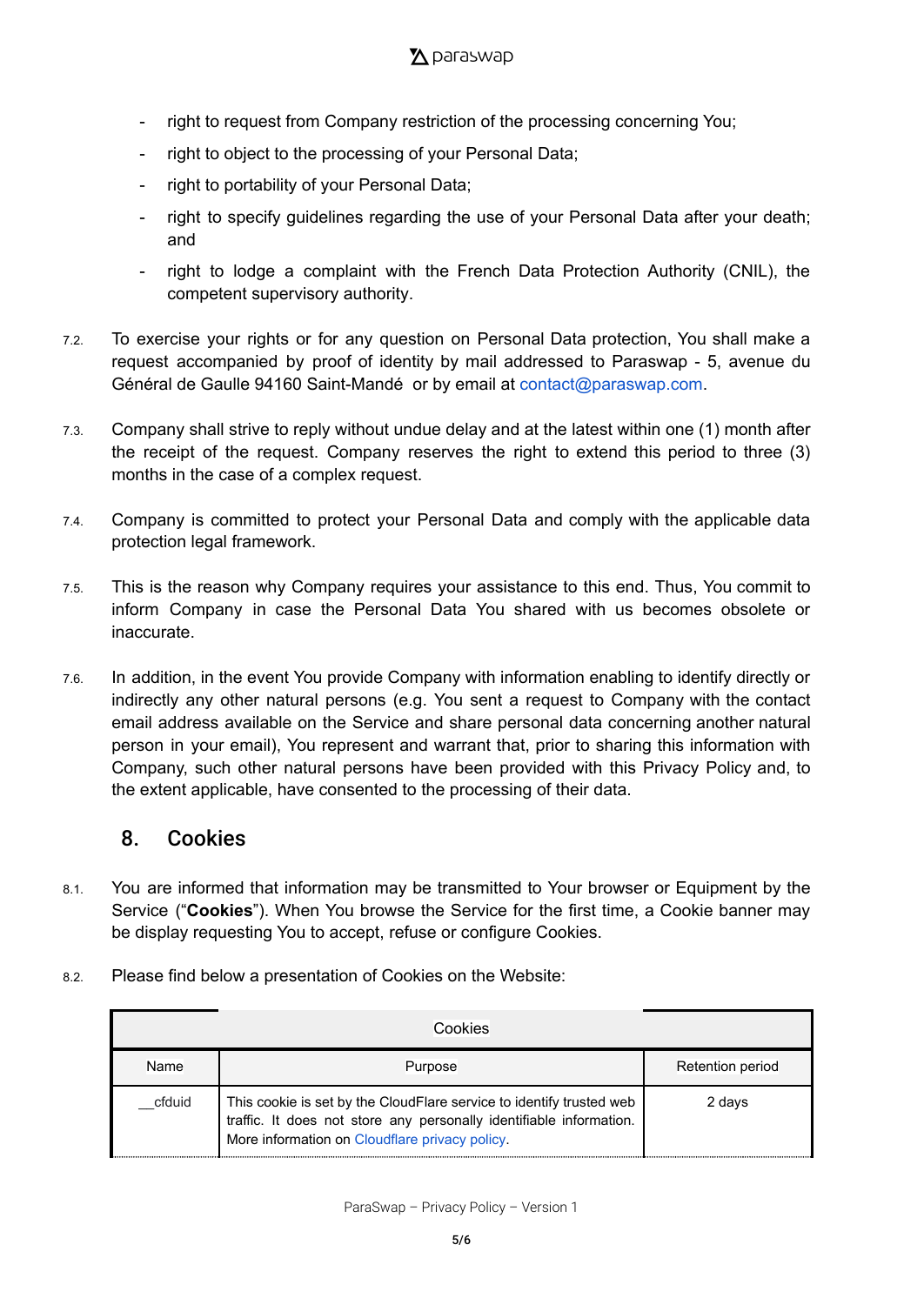- right to request from Company restriction of the processing concerning You;
- right to object to the processing of your Personal Data;
- right to portability of your Personal Data;
- right to specify guidelines regarding the use of your Personal Data after your death; and
- right to lodge a complaint with the French Data Protection Authority (CNIL), the competent supervisory authority.

7.2. To exercise your rights or for any question on Personal Data protection, You shall make a request accompanied by proof of identity by mail addressed to Paraswap - 5, avenue du Général de Gaulle 94160 Saint-Mandé or by email at contact@paraswap.com.

7.3. Company shall strive to reply without undue delay and at the latest within one (1) month after the receipt of the request. Company reserves the right to extend this period to three (3) months in the case of a complex request.

7.4. Company is committed to protect your Personal Data and comply with the applicable data protection legal framework.

7.5. This is the reason why Company requires your assistance to this end. Thus, You commit to inform Company in case the Personal Data You shared with us becomes obsolete or inaccurate.

7.6. In addition, in the event You provide Company with information enabling to identify directly or indirectly any other natural persons (e.g. You sent a request to Company with the contact email address available on the Service and share personal data concerning another natural person in your email), You represent and warrant that, prior to sharing this information with Company, such other natural persons have been provided with this Privacy Policy and, to the extent applicable, have consented to the processing of their data.

## 8. Cookies

8.1. You are informed that information may be transmitted to Your browser or Equipment by the Service ("**Cookies**"). When You browse the Service for the first time, a Cookie banner may be display requesting You to accept, refuse or configure Cookies.

8.2. Please find below a presentation of Cookies on the Website:

| Cookies | | |
|---|---|---|
| Name | Purpose | Retention period |
| __cfduid | This cookie is set by the CloudFlare service to identify trusted web traffic. It does not store any personally identifiable information. More information on Cloudflare privacy policy. | 2 days |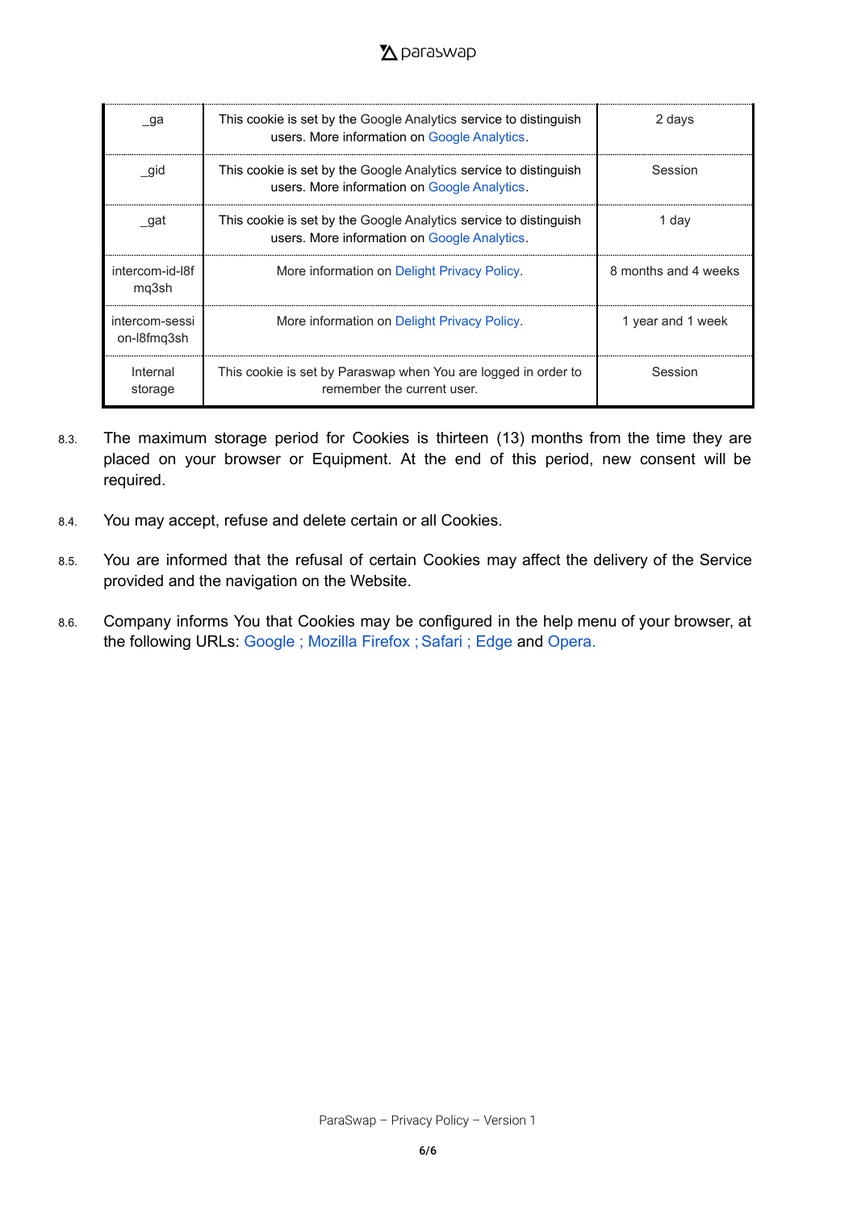| | | |
|---|---|---|
| _ga | This cookie is set by the Google Analytics service to distinguish users. More information on Google Analytics. | 2 days |
| _gid | This cookie is set by the Google Analytics service to distinguish users. More information on Google Analytics. | Session |
| _gat | This cookie is set by the Google Analytics service to distinguish users. More information on Google Analytics. | 1 day |
| intercom-id-l8fmq3sh | More information on Delight Privacy Policy. | 8 months and 4 weeks |
| intercom-session-l8fmq3sh | More information on Delight Privacy Policy. | 1 year and 1 week |
| Internal storage | This cookie is set by Paraswap when You are logged in order to remember the current user. | Session |

8.3. The maximum storage period for Cookies is thirteen (13) months from the time they are placed on your browser or Equipment. At the end of this period, new consent will be required.

8.4. You may accept, refuse and delete certain or all Cookies.

8.5. You are informed that the refusal of certain Cookies may affect the delivery of the Service provided and the navigation on the Website.

8.6. Company informs You that Cookies may be configured in the help menu of your browser, at the following URLs: Google ; Mozilla Firefox ; Safari ; Edge and Opera.